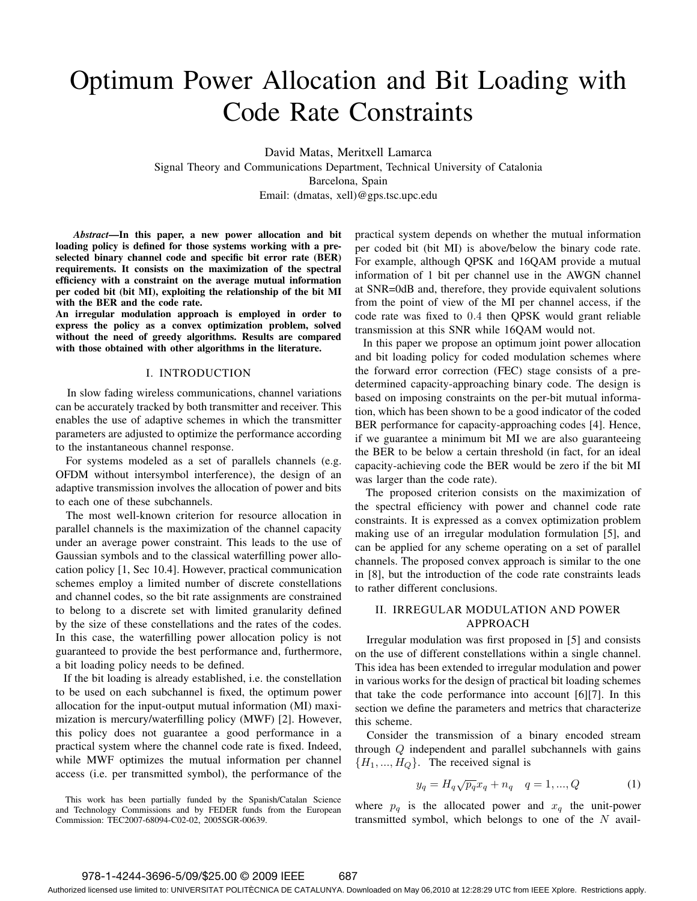# Optimum Power Allocation and Bit Loading with Code Rate Constraints

David Matas, Meritxell Lamarca
Signal Theory and Communications Department, Technical University of Catalonia
Barcelona, Spain
Email: (dmatas, xell)@gps.tsc.upc.edu

***Abstract*—In this paper, a new power allocation and bit loading policy is defined for those systems working with a pre-selected binary channel code and specific bit error rate (BER) requirements. It consists on the maximization of the spectral efficiency with a constraint on the average mutual information per coded bit (bit MI), exploiting the relationship of the bit MI with the BER and the code rate.**

**An irregular modulation approach is employed in order to express the policy as a convex optimization problem, solved without the need of greedy algorithms. Results are compared with those obtained with other algorithms in the literature.**

## I. Introduction

In slow fading wireless communications, channel variations can be accurately tracked by both transmitter and receiver. This enables the use of adaptive schemes in which the transmitter parameters are adjusted to optimize the performance according to the instantaneous channel response.

For systems modeled as a set of parallels channels (e.g. OFDM without intersymbol interference), the design of an adaptive transmission involves the allocation of power and bits to each one of these subchannels.

The most well-known criterion for resource allocation in parallel channels is the maximization of the channel capacity under an average power constraint. This leads to the use of Gaussian symbols and to the classical waterfilling power allocation policy [1, Sec 10.4]. However, practical communication schemes employ a limited number of discrete constellations and channel codes, so the bit rate assignments are constrained to belong to a discrete set with limited granularity defined by the size of these constellations and the rates of the codes. In this case, the waterfilling power allocation policy is not guaranteed to provide the best performance and, furthermore, a bit loading policy needs to be defined.

If the bit loading is already established, i.e. the constellation to be used on each subchannel is fixed, the optimum power allocation for the input-output mutual information (MI) maximization is mercury/waterfilling policy (MWF) [2]. However, this policy does not guarantee a good performance in a practical system where the channel code rate is fixed. Indeed, while MWF optimizes the mutual information per channel access (i.e. per transmitted symbol), the performance of the practical system depends on whether the mutual information per coded bit (bit MI) is above/below the binary code rate. For example, although QPSK and 16QAM provide a mutual information of 1 bit per channel use in the AWGN channel at SNR=0dB and, therefore, they provide equivalent solutions from the point of view of the MI per channel access, if the code rate was fixed to $0.4$ then QPSK would grant reliable transmission at this SNR while 16QAM would not.

In this paper we propose an optimum joint power allocation and bit loading policy for coded modulation schemes where the forward error correction (FEC) stage consists of a predetermined capacity-approaching binary code. The design is based on imposing constraints on the per-bit mutual information, which has been shown to be a good indicator of the coded BER performance for capacity-approaching codes [4]. Hence, if we guarantee a minimum bit MI we are also guaranteeing the BER to be below a certain threshold (in fact, for an ideal capacity-achieving code the BER would be zero if the bit MI was larger than the code rate).

The proposed criterion consists on the maximization of the spectral efficiency with power and channel code rate constraints. It is expressed as a convex optimization problem making use of an irregular modulation formulation [5], and can be applied for any scheme operating on a set of parallel channels. The proposed convex approach is similar to the one in [8], but the introduction of the code rate constraints leads to rather different conclusions.

## II. Irregular Modulation and Power Approach

Irregular modulation was first proposed in [5] and consists on the use of different constellations within a single channel. This idea has been extended to irregular modulation and power in various works for the design of practical bit loading schemes that take the code performance into account [6][7]. In this section we define the parameters and metrics that characterize this scheme.

Consider the transmission of a binary encoded stream through $Q$ independent and parallel subchannels with gains $\{H_1, ..., H_Q\}$. The received signal is

$$y_q = H_q \sqrt{p_q} x_q + n_q \quad q = 1, ..., Q \tag{1}$$

where $p_q$ is the allocated power and $x_q$ the unit-power transmitted symbol, which belongs to one of the $N$ avail-

This work has been partially funded by the Spanish/Catalan Science and Technology Commissions and by FEDER funds from the European Commission: TEC2007-68094-C02-02, 2005SGR-00639.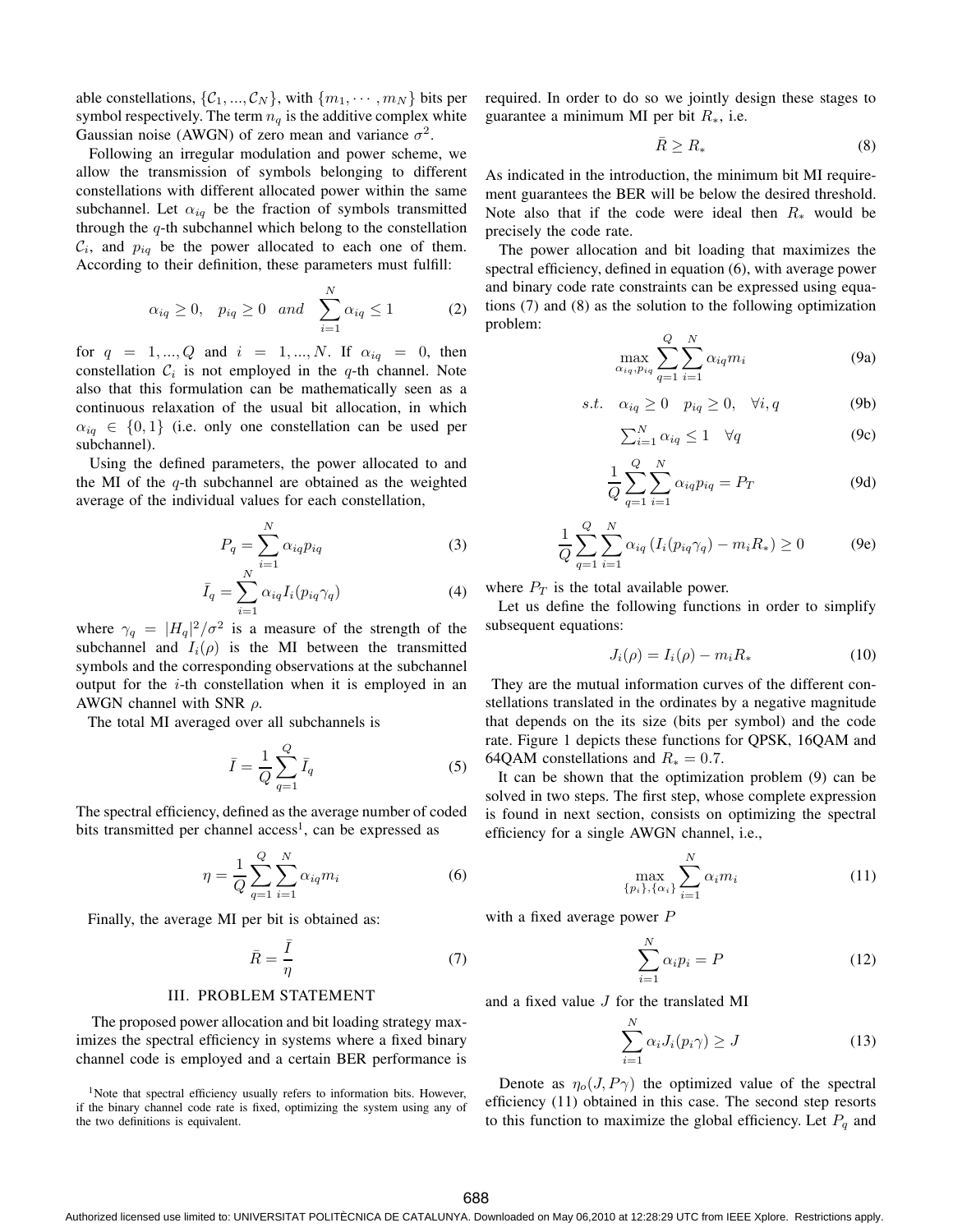able constellations, $\{\mathcal{C}_1, ..., \mathcal{C}_N\}$, with $\{m_1, \cdots, m_N\}$ bits per symbol respectively. The term $n_q$ is the additive complex white Gaussian noise (AWGN) of zero mean and variance $\sigma^2$.

Following an irregular modulation and power scheme, we allow the transmission of symbols belonging to different constellations with different allocated power within the same subchannel. Let $\alpha_{iq}$ be the fraction of symbols transmitted through the $q$-th subchannel which belong to the constellation $\mathcal{C}_i$, and $p_{iq}$ be the power allocated to each one of them. According to their definition, these parameters must fulfill:

$$\alpha_{iq} \geq 0, \quad p_{iq} \geq 0 \quad and \quad \sum_{i=1}^{N} \alpha_{iq} \leq 1 \tag{2}$$

for $q = 1, ..., Q$ and $i = 1, ..., N$. If $\alpha_{iq} = 0$, then constellation $\mathcal{C}_i$ is not employed in the $q$-th channel. Note also that this formulation can be mathematically seen as a continuous relaxation of the usual bit allocation, in which $\alpha_{iq} \in \{0, 1\}$ (i.e. only one constellation can be used per subchannel).

Using the defined parameters, the power allocated to and the MI of the $q$-th subchannel are obtained as the weighted average of the individual values for each constellation,

$$P_q = \sum_{i=1}^{N} \alpha_{iq} p_{iq} \tag{3}$$

$$\bar{I}_q = \sum_{i=1}^{N} \alpha_{iq} I_i(p_{iq}\gamma_q) \tag{4}$$

where $\gamma_q = |H_q|^2/\sigma^2$ is a measure of the strength of the subchannel and $I_i(\rho)$ is the MI between the transmitted symbols and the corresponding observations at the subchannel output for the $i$-th constellation when it is employed in an AWGN channel with SNR $\rho$.

The total MI averaged over all subchannels is

$$\bar{I} = \frac{1}{Q} \sum_{q=1}^{Q} \bar{I}_q \tag{5}$$

The spectral efficiency, defined as the average number of coded bits transmitted per channel access[1], can be expressed as

$$\eta = \frac{1}{Q} \sum_{q=1}^{Q} \sum_{i=1}^{N} \alpha_{iq} m_i \tag{6}$$

Finally, the average MI per bit is obtained as:

$$\bar{R} = \frac{\bar{I}}{\eta} \tag{7}$$

## III. PROBLEM STATEMENT

The proposed power allocation and bit loading strategy maximizes the spectral efficiency in systems where a fixed binary channel code is employed and a certain BER performance is required. In order to do so we jointly design these stages to guarantee a minimum MI per bit $R_*$, i.e.

$$\bar{R} \geq R_* \tag{8}$$

As indicated in the introduction, the minimum bit MI requirement guarantees the BER will be below the desired threshold. Note also that if the code were ideal then $R_*$ would be precisely the code rate.

The power allocation and bit loading that maximizes the spectral efficiency, defined in equation (6), with average power and binary code rate constraints can be expressed using equations (7) and (8) as the solution to the following optimization problem:

$$\max_{\alpha_{iq}, p_{iq}} \sum_{q=1}^{Q} \sum_{i=1}^{N} \alpha_{iq} m_i \tag{9a}$$

$$s.t. \quad \alpha_{iq} \geq 0 \quad p_{iq} \geq 0, \quad \forall i, q \tag{9b}$$

$$\textstyle\sum_{i=1}^{N} \alpha_{iq} \leq 1 \quad \forall q \tag{9c}$$

$$\frac{1}{Q} \sum_{q=1}^{Q} \sum_{i=1}^{N} \alpha_{iq} p_{iq} = P_T \tag{9d}$$

$$\frac{1}{Q} \sum_{q=1}^{Q} \sum_{i=1}^{N} \alpha_{iq} \left( I_i(p_{iq}\gamma_q) - m_i R_* \right) \geq 0 \tag{9e}$$

where $P_T$ is the total available power.

Let us define the following functions in order to simplify subsequent equations:

$$J_i(\rho) = I_i(\rho) - m_i R_* \tag{10}$$

They are the mutual information curves of the different constellations translated in the ordinates by a negative magnitude that depends on the its size (bits per symbol) and the code rate. Figure 1 depicts these functions for QPSK, 16QAM and 64QAM constellations and $R_* = 0.7$.

It can be shown that the optimization problem (9) can be solved in two steps. The first step, whose complete expression is found in next section, consists on optimizing the spectral efficiency for a single AWGN channel, i.e.,

$$\max_{\{p_i\}, \{\alpha_i\}} \sum_{i=1}^{N} \alpha_i m_i \tag{11}$$

with a fixed average power $P$

$$\sum_{i=1}^{N} \alpha_i p_i = P \tag{12}$$

and a fixed value $J$ for the translated MI

$$\sum_{i=1}^{N} \alpha_i J_i(p_i \gamma) \geq J \tag{13}$$

Denote as $\eta_o(J, P\gamma)$ the optimized value of the spectral efficiency (11) obtained in this case. The second step resorts to this function to maximize the global efficiency. Let $P_q$ and

[1]Note that spectral efficiency usually refers to information bits. However, if the binary channel code rate is fixed, optimizing the system using any of the two definitions is equivalent.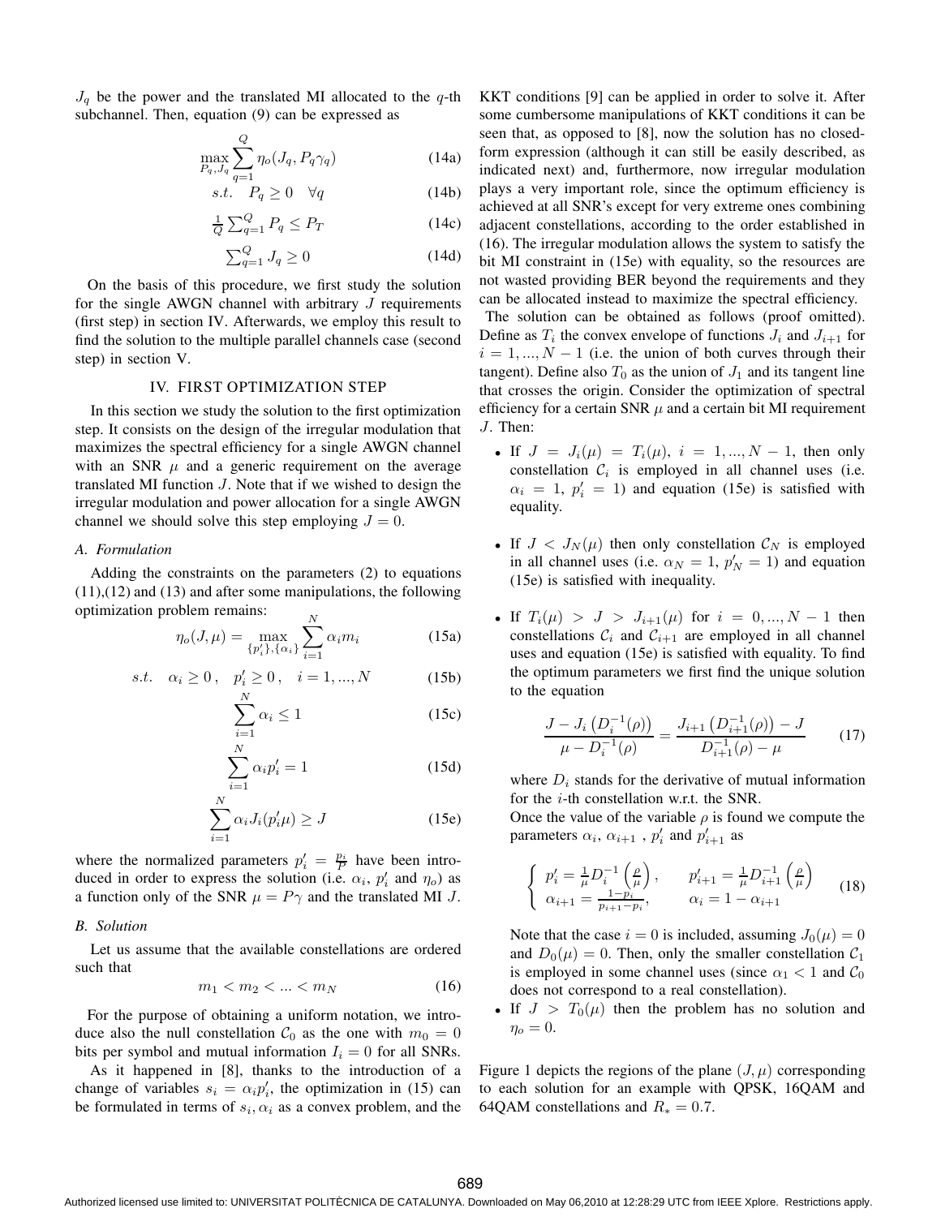$J_q$ be the power and the translated MI allocated to the $q$-th subchannel. Then, equation (9) can be expressed as

$$\max_{P_q, J_q} \sum_{q=1}^{Q} \eta_o(J_q, P_q\gamma_q) \tag{14a}$$

$$s.t. \quad P_q \geq 0 \quad \forall q \tag{14b}$$

$$\tfrac{1}{Q}\textstyle\sum_{q=1}^{Q} P_q \leq P_T \tag{14c}$$

$$\textstyle\sum_{q=1}^{Q} J_q \geq 0 \tag{14d}$$

On the basis of this procedure, we first study the solution for the single AWGN channel with arbitrary $J$ requirements (first step) in section IV. Afterwards, we employ this result to find the solution to the multiple parallel channels case (second step) in section V.

## IV. FIRST OPTIMIZATION STEP

In this section we study the solution to the first optimization step. It consists on the design of the irregular modulation that maximizes the spectral efficiency for a single AWGN channel with an SNR $\mu$ and a generic requirement on the average translated MI function $J$. Note that if we wished to design the irregular modulation and power allocation for a single AWGN channel we should solve this step employing $J = 0$.

### A. Formulation

Adding the constraints on the parameters (2) to equations (11),(12) and (13) and after some manipulations, the following optimization problem remains:

$$\eta_o(J,\mu) = \max_{\{p_i'\},\{\alpha_i\}} \sum_{i=1}^{N} \alpha_i m_i \tag{15a}$$

$$s.t. \quad \alpha_i \geq 0\,, \quad p_i' \geq 0\,, \quad i = 1,...,N \tag{15b}$$

$$\sum_{i=1}^{N} \alpha_i \leq 1 \tag{15c}$$

$$\sum_{i=1}^{N} \alpha_i p_i' = 1 \tag{15d}$$

$$\sum_{i=1}^{N} \alpha_i J_i(p_i'\mu) \geq J \tag{15e}$$

where the normalized parameters $p_i' = \frac{p_i}{P}$ have been introduced in order to express the solution (i.e. $\alpha_i$, $p_i'$ and $\eta_o$) as a function only of the SNR $\mu = P\gamma$ and the translated MI $J$.

### B. Solution

Let us assume that the available constellations are ordered such that

$$m_1 < m_2 < ... < m_N \tag{16}$$

For the purpose of obtaining a uniform notation, we introduce also the null constellation $\mathcal{C}_0$ as the one with $m_0 = 0$ bits per symbol and mutual information $I_i = 0$ for all SNRs.

As it happened in [8], thanks to the introduction of a change of variables $s_i = \alpha_i p_i'$, the optimization in (15) can be formulated in terms of $s_i, \alpha_i$ as a convex problem, and the KKT conditions [9] can be applied in order to solve it. After some cumbersome manipulations of KKT conditions it can be seen that, as opposed to [8], now the solution has no closed-form expression (although it can still be easily described, as indicated next) and, furthermore, now irregular modulation plays a very important role, since the optimum efficiency is achieved at all SNR's except for very extreme ones combining adjacent constellations, according to the order established in (16). The irregular modulation allows the system to satisfy the bit MI constraint in (15e) with equality, so the resources are not wasted providing BER beyond the requirements and they can be allocated instead to maximize the spectral efficiency.

The solution can be obtained as follows (proof omitted). Define as $T_i$ the convex envelope of functions $J_i$ and $J_{i+1}$ for $i = 1,...,N-1$ (i.e. the union of both curves through their tangent). Define also $T_0$ as the union of $J_1$ and its tangent line that crosses the origin. Consider the optimization of spectral efficiency for a certain SNR $\mu$ and a certain bit MI requirement $J$. Then:

- If $J = J_i(\mu) = T_i(\mu)$, $i = 1,...,N-1$, then only constellation $\mathcal{C}_i$ is employed in all channel uses (i.e. $\alpha_i = 1$, $p_i' = 1$) and equation (15e) is satisfied with equality.

- If $J < J_N(\mu)$ then only constellation $\mathcal{C}_N$ is employed in all channel uses (i.e. $\alpha_N = 1$, $p_N' = 1$) and equation (15e) is satisfied with inequality.

- If $T_i(\mu) > J > J_{i+1}(\mu)$ for $i = 0,...,N-1$ then constellations $\mathcal{C}_i$ and $\mathcal{C}_{i+1}$ are employed in all channel uses and equation (15e) is satisfied with equality. To find the optimum parameters we first find the unique solution to the equation

$$\frac{J - J_i\left(D_i^{-1}(\rho)\right)}{\mu - D_i^{-1}(\rho)} = \frac{J_{i+1}\left(D_{i+1}^{-1}(\rho)\right) - J}{D_{i+1}^{-1}(\rho) - \mu} \tag{17}$$

  where $D_i$ stands for the derivative of mutual information for the $i$-th constellation w.r.t. the SNR.
  Once the value of the variable $\rho$ is found we compute the parameters $\alpha_i$, $\alpha_{i+1}$ , $p_i'$ and $p_{i+1}'$ as

$$\begin{cases} p_i' = \frac{1}{\mu} D_i^{-1}\left(\frac{\rho}{\mu}\right), & p_{i+1}' = \frac{1}{\mu} D_{i+1}^{-1}\left(\frac{\rho}{\mu}\right) \\ \alpha_{i+1} = \frac{1-p_i}{p_{i+1}-p_i}, & \alpha_i = 1 - \alpha_{i+1} \end{cases} \tag{18}$$

  Note that the case $i = 0$ is included, assuming $J_0(\mu) = 0$ and $D_0(\mu) = 0$. Then, only the smaller constellation $\mathcal{C}_1$ is employed in some channel uses (since $\alpha_1 < 1$ and $\mathcal{C}_0$ does not correspond to a real constellation).

- If $J > T_0(\mu)$ then the problem has no solution and $\eta_o = 0$.

Figure 1 depicts the regions of the plane $(J, \mu)$ corresponding to each solution for an example with QPSK, 16QAM and 64QAM constellations and $R_* = 0.7$.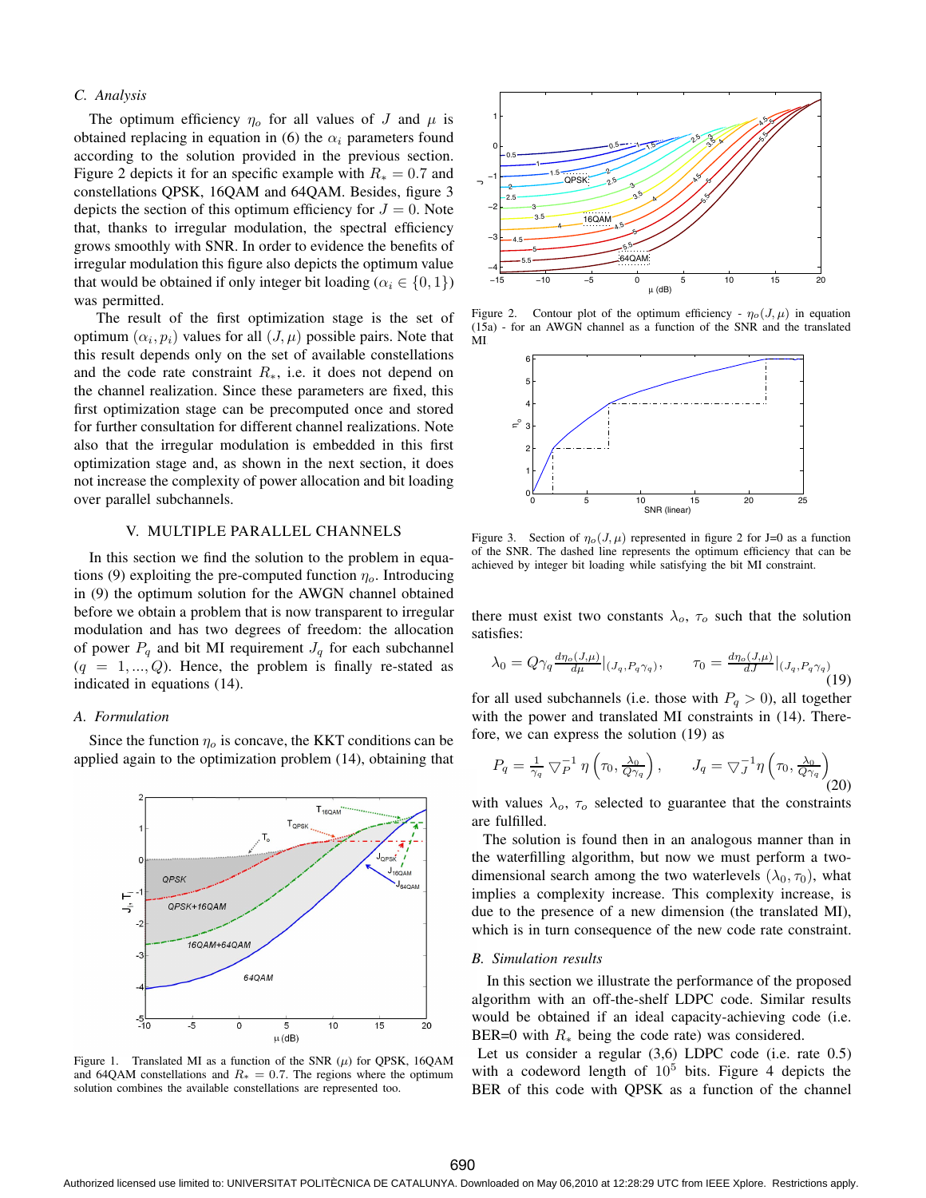### C. Analysis

The optimum efficiency $\eta_o$ for all values of $J$ and $\mu$ is obtained replacing in equation in (6) the $\alpha_i$ parameters found according to the solution provided in the previous section. Figure 2 depicts it for an specific example with $R_* = 0.7$ and constellations QPSK, 16QAM and 64QAM. Besides, figure 3 depicts the section of this optimum efficiency for $J = 0$. Note that, thanks to irregular modulation, the spectral efficiency grows smoothly with SNR. In order to evidence the benefits of irregular modulation this figure also depicts the optimum value that would be obtained if only integer bit loading ($\alpha_i \in \{0, 1\}$) was permitted.

The result of the first optimization stage is the set of optimum $(\alpha_i, p_i)$ values for all $(J, \mu)$ possible pairs. Note that this result depends only on the set of available constellations and the code rate constraint $R_*$, i.e. it does not depend on the channel realization. Since these parameters are fixed, this first optimization stage can be precomputed once and stored for further consultation for different channel realizations. Note also that the irregular modulation is embedded in this first optimization stage and, as shown in the next section, it does not increase the complexity of power allocation and bit loading over parallel subchannels.

## V. Multiple Parallel Channels

In this section we find the solution to the problem in equations (9) exploiting the pre-computed function $\eta_o$. Introducing in (9) the optimum solution for the AWGN channel obtained before we obtain a problem that is now transparent to irregular modulation and has two degrees of freedom: the allocation of power $P_q$ and bit MI requirement $J_q$ for each subchannel ($q = 1, ..., Q$). Hence, the problem is finally re-stated as indicated in equations (14).

### A. Formulation

Since the function $\eta_o$ is concave, the KKT conditions can be applied again to the optimization problem (14), obtaining that

Figure 1. Translated MI as a function of the SNR ($\mu$) for QPSK, 16QAM and 64QAM constellations and $R_* = 0.7$. The regions where the optimum solution combines the available constellations are represented too.

Figure 2. Contour plot of the optimum efficiency - $\eta_o(J, \mu)$ in equation (15a) - for an AWGN channel as a function of the SNR and the translated MI

Figure 3. Section of $\eta_o(J, \mu)$ represented in figure 2 for J=0 as a function of the SNR. The dashed line represents the optimum efficiency that can be achieved by integer bit loading while satisfying the bit MI constraint.

there must exist two constants $\lambda_o$, $\tau_o$ such that the solution satisfies:

$$\lambda_0 = Q\gamma_q \frac{d\eta_o(J,\mu)}{d\mu}\Big|_{(J_q, P_q\gamma_q)}, \qquad \tau_0 = \frac{d\eta_o(J,\mu)}{dJ}\Big|_{(J_q, P_q\gamma_q)} \tag{19}$$

for all used subchannels (i.e. those with $P_q > 0$), all together with the power and translated MI constraints in (14). Therefore, we can express the solution (19) as

$$P_q = \frac{1}{\gamma_q} \bigtriangledown_P^{-1} \eta\left(\tau_0, \frac{\lambda_0}{Q\gamma_q}\right), \qquad J_q = \bigtriangledown_J^{-1} \eta\left(\tau_0, \frac{\lambda_0}{Q\gamma_q}\right) \tag{20}$$

with values $\lambda_o$, $\tau_o$ selected to guarantee that the constraints are fulfilled.

The solution is found then in an analogous manner than in the waterfilling algorithm, but now we must perform a two-dimensional search among the two waterlevels $(\lambda_0, \tau_0)$, what implies a complexity increase. This complexity increase, is due to the presence of a new dimension (the translated MI), which is in turn consequence of the new code rate constraint.

### B. Simulation results

In this section we illustrate the performance of the proposed algorithm with an off-the-shelf LDPC code. Similar results would be obtained if an ideal capacity-achieving code (i.e. BER=0 with $R_*$ being the code rate) was considered.

Let us consider a regular (3,6) LDPC code (i.e. rate 0.5) with a codeword length of $10^5$ bits. Figure 4 depicts the BER of this code with QPSK as a function of the channel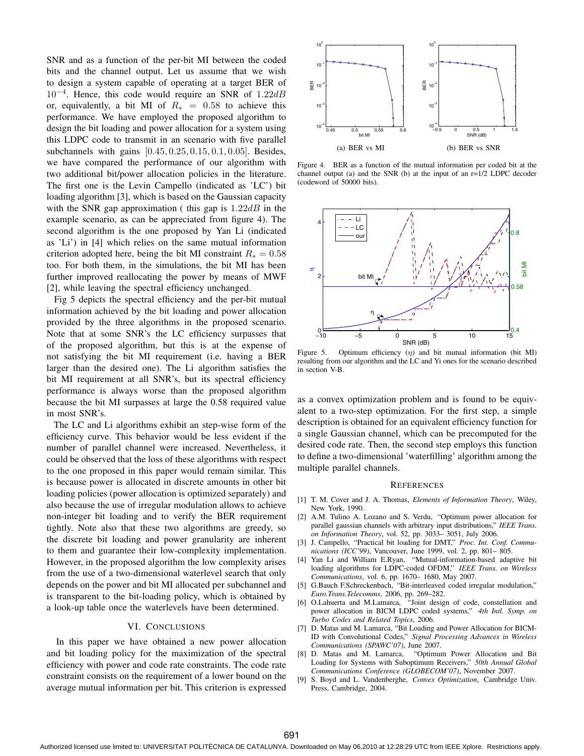SNR and as a function of the per-bit MI between the coded bits and the channel output. Let us assume that we wish to design a system capable of operating at a target BER of $10^{-4}$. Hence, this code would require an SNR of $1.22dB$ or, equivalently, a bit MI of $R_* = 0.58$ to achieve this performance. We have employed the proposed algorithm to design the bit loading and power allocation for a system using this LDPC code to transmit in an scenario with five parallel subchannels with gains $[0.45, 0.25, 0.15, 0.1, 0.05]$. Besides, we have compared the performance of our algorithm with two additional bit/power allocation policies in the literature. The first one is the Levin Campello (indicated as 'LC') bit loading algorithm [3], which is based on the Gaussian capacity with the SNR gap approximation ( this gap is $1.22dB$ in the example scenario, as can be appreciated from figure 4). The second algorithm is the one proposed by Yan Li (indicated as 'Li') in [4] which relies on the same mutual information criterion adopted here, being the bit MI constraint $R_* = 0.58$ too. For both them, in the simulations, the bit MI has been further improved reallocating the power by means of MWF [2], while leaving the spectral efficiency unchanged.

Fig 5 depicts the spectral efficiency and the per-bit mutual information achieved by the bit loading and power allocation provided by the three algorithms in the proposed scenario. Note that at some SNR's the LC efficiency surpasses that of the proposed algorithm, but this is at the expense of not satisfying the bit MI requirement (i.e. having a BER larger than the desired one). The Li algorithm satisfies the bit MI requirement at all SNR's, but its spectral efficiency performance is always worse than the proposed algorithm because the bit MI surpasses at large the 0.58 required value in most SNR's.

The LC and Li algorithms exhibit an step-wise form of the efficiency curve. This behavior would be less evident if the number of parallel channel were increased. Nevertheless, it could be observed that the loss of these algorithms with respect to the one proposed in this paper would remain similar. This is because power is allocated in discrete amounts in other bit loading policies (power allocation is optimized separately) and also because the use of irregular modulation allows to achieve non-integer bit loading and to verify the BER requirement tightly. Note also that these two algorithms are greedy, so the discrete bit loading and power granularity are inherent to them and guarantee their low-complexity implementation. However, in the proposed algorithm the low complexity arises from the use of a two-dimensional waterlevel search that only depends on the power and bit MI allocated per subchannel and is transparent to the bit-loading policy, which is obtained by a look-up table once the waterlevels have been determined.

## VI. Conclusions

In this paper we have obtained a new power allocation and bit loading policy for the maximization of the spectral efficiency with power and code rate constraints. The code rate constraint consists on the requirement of a lower bound on the average mutual information per bit. This criterion is expressed as a convex optimization problem and is found to be equivalent to a two-step optimization. For the first step, a simple description is obtained for an equivalent efficiency function for a single Gaussian channel, which can be precomputed for the desired code rate. Then, the second step employs this function to define a two-dimensional 'waterfilling' algorithm among the multiple parallel channels.

(a) BER vs MI

BER
bit MI
10^0
10^-1
10^-2
10^-3
10^-4
0.45 0.5 0.55 0.6

(b) BER vs SNR

BER
SNR (dB)
10^0
10^-1
10^-2
10^-3
10^-4
−0.5 0 0.5 1 1.5

Figure 4. BER as a function of the mutual information per coded bit at the channel output (a) and the SNR (b) at the input of an r=1/2 LDPC decoder (codeword of 50000 bits).

Li
LC
our
bit MI
η
SNR (dB)
−10 −5 0 5 10 15
0 2 4
0.4 0.58 0.8

Figure 5. Optimum efficiency ($\eta$) and bit mutual information (bit MI) resulting from our algorithm and the LC and Yi ones for the scenario described in section V-B.

## References

[1] T. M. Cover and J. A. Thomas, *Elements of Information Theory*, Wiley, New York, 1990.

[2] A.M. Tulino A. Lozano and S. Verdu, "Optimum power allocation for parallel gaussian channels with arbitrary input distributions," *IEEE Trans. on Information Theory*, vol. 52, pp. 3033– 3051, July 2006.

[3] J. Campello, "Practical bit loading for DMT," *Proc. Int. Conf. Communications (ICC'99)*, Vancouver, June 1999, vol. 2, pp. 801– 805.

[4] Yan Li and William E.Ryan, "Mutual-information-based adaptive bit loading algorithms for LDPC-coded OFDM," *IEEE Trans. on Wireless Communications*, vol. 6, pp. 1670– 1680, May 2007.

[5] G.Bauch F.Schreckenbach, "Bit-interleaved coded irregular modulation," *Euro.Trans.Telecomms*, 2006, pp. 269–282.

[6] O.Lahuerta and M.Lamarca, "Joint design of code, constellation and power allocation in BICM LDPC coded systems," *4th Intl. Symp. on Turbo Codes and Related Topics*, 2006.

[7] D. Matas and M. Lamarca, "Bit Loading and Power Allocation for BICM-ID with Convolutional Codes," *Signal Processing Advances in Wireless Communications (SPAWC'07)*, June 2007.

[8] D. Matas and M. Lamarca, "Optimum Power Allocation and Bit Loading for Systems with Suboptimum Receivers," *50th Annual Global Communications Conference (GLOBECOM'07)*, November 2007.

[9] S. Boyd and L. Vandenberghe, *Convex Optimization*, Cambridge Univ. Press, Cambridge, 2004.